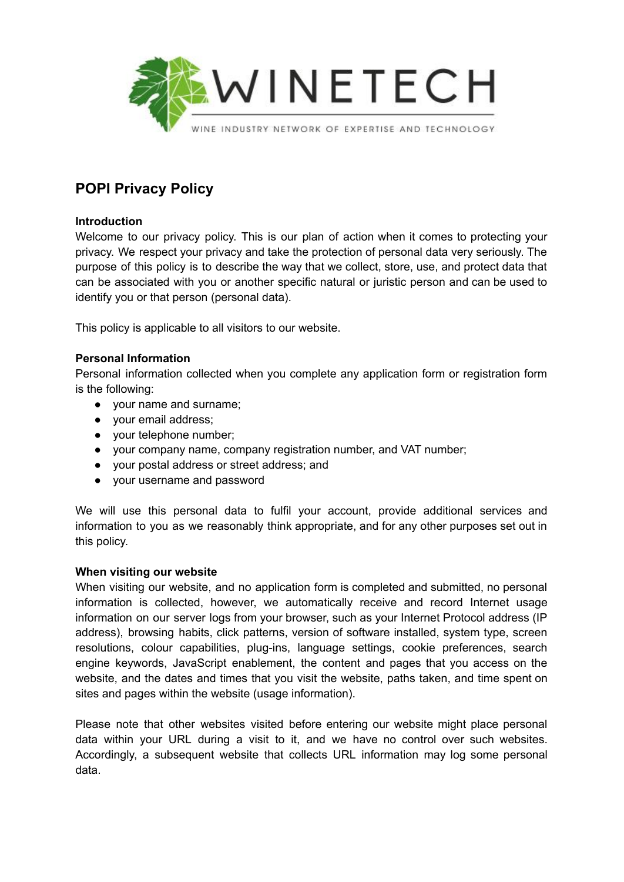WINETECH

WINE INDUSTRY NETWORK OF EXPERTISE AND TECHNOLOGY

# POPI Privacy Policy

**Introduction**

Welcome to our privacy policy. This is our plan of action when it comes to protecting your privacy. We respect your privacy and take the protection of personal data very seriously. The purpose of this policy is to describe the way that we collect, store, use, and protect data that can be associated with you or another specific natural or juristic person and can be used to identify you or that person (personal data).

This policy is applicable to all visitors to our website.

**Personal Information**

Personal information collected when you complete any application form or registration form is the following:

- your name and surname;
- your email address;
- your telephone number;
- your company name, company registration number, and VAT number;
- your postal address or street address; and
- your username and password

We will use this personal data to fulfil your account, provide additional services and information to you as we reasonably think appropriate, and for any other purposes set out in this policy.

**When visiting our website**

When visiting our website, and no application form is completed and submitted, no personal information is collected, however, we automatically receive and record Internet usage information on our server logs from your browser, such as your Internet Protocol address (IP address), browsing habits, click patterns, version of software installed, system type, screen resolutions, colour capabilities, plug-ins, language settings, cookie preferences, search engine keywords, JavaScript enablement, the content and pages that you access on the website, and the dates and times that you visit the website, paths taken, and time spent on sites and pages within the website (usage information).

Please note that other websites visited before entering our website might place personal data within your URL during a visit to it, and we have no control over such websites. Accordingly, a subsequent website that collects URL information may log some personal data.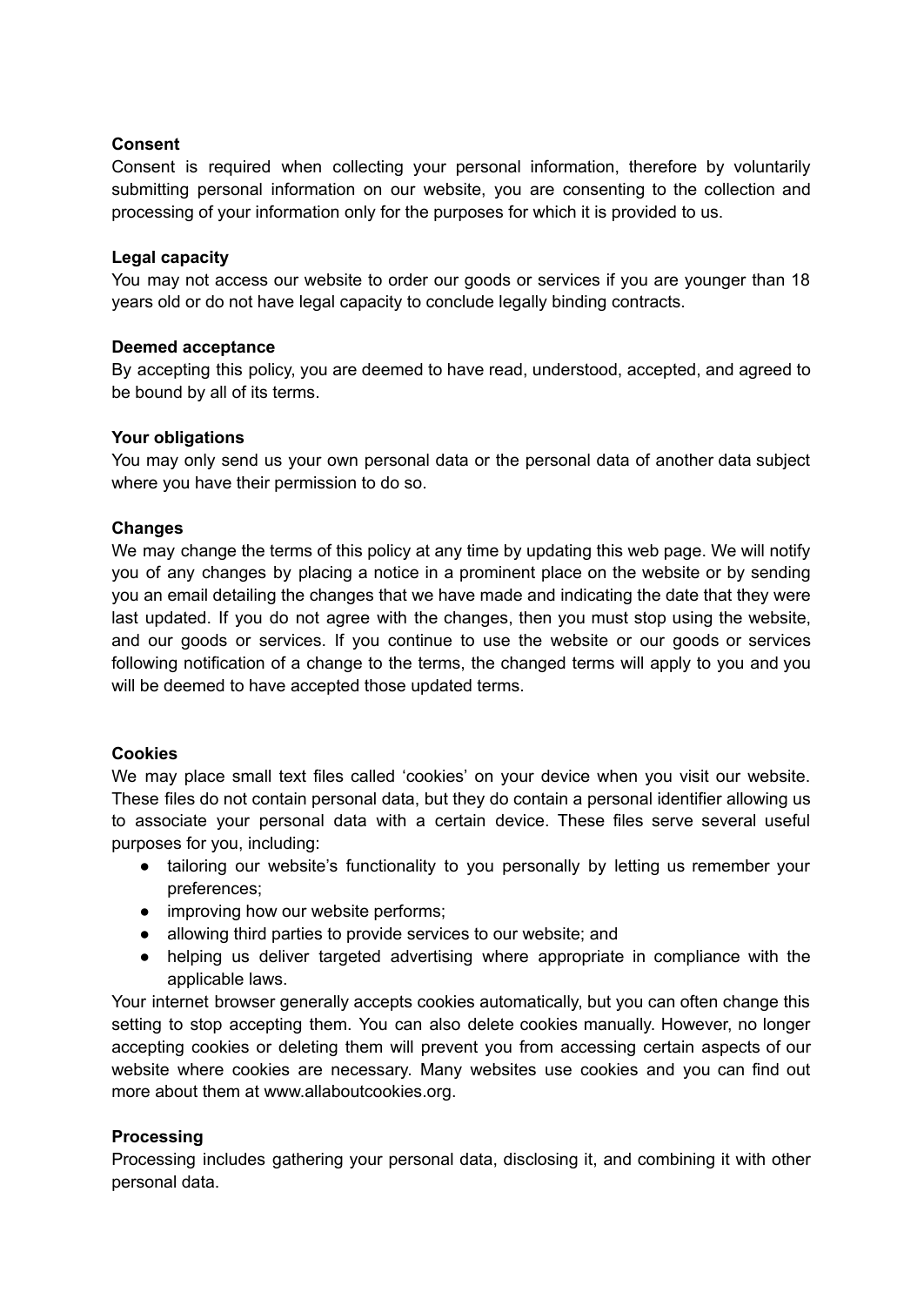**Consent**
Consent is required when collecting your personal information, therefore by voluntarily submitting personal information on our website, you are consenting to the collection and processing of your information only for the purposes for which it is provided to us.

**Legal capacity**
You may not access our website to order our goods or services if you are younger than 18 years old or do not have legal capacity to conclude legally binding contracts.

**Deemed acceptance**
By accepting this policy, you are deemed to have read, understood, accepted, and agreed to be bound by all of its terms.

**Your obligations**
You may only send us your own personal data or the personal data of another data subject where you have their permission to do so.

**Changes**
We may change the terms of this policy at any time by updating this web page. We will notify you of any changes by placing a notice in a prominent place on the website or by sending you an email detailing the changes that we have made and indicating the date that they were last updated. If you do not agree with the changes, then you must stop using the website, and our goods or services. If you continue to use the website or our goods or services following notification of a change to the terms, the changed terms will apply to you and you will be deemed to have accepted those updated terms.

**Cookies**
We may place small text files called 'cookies' on your device when you visit our website. These files do not contain personal data, but they do contain a personal identifier allowing us to associate your personal data with a certain device. These files serve several useful purposes for you, including:

- tailoring our website's functionality to you personally by letting us remember your preferences;
- improving how our website performs;
- allowing third parties to provide services to our website; and
- helping us deliver targeted advertising where appropriate in compliance with the applicable laws.

Your internet browser generally accepts cookies automatically, but you can often change this setting to stop accepting them. You can also delete cookies manually. However, no longer accepting cookies or deleting them will prevent you from accessing certain aspects of our website where cookies are necessary. Many websites use cookies and you can find out more about them at www.allaboutcookies.org.

**Processing**
Processing includes gathering your personal data, disclosing it, and combining it with other personal data.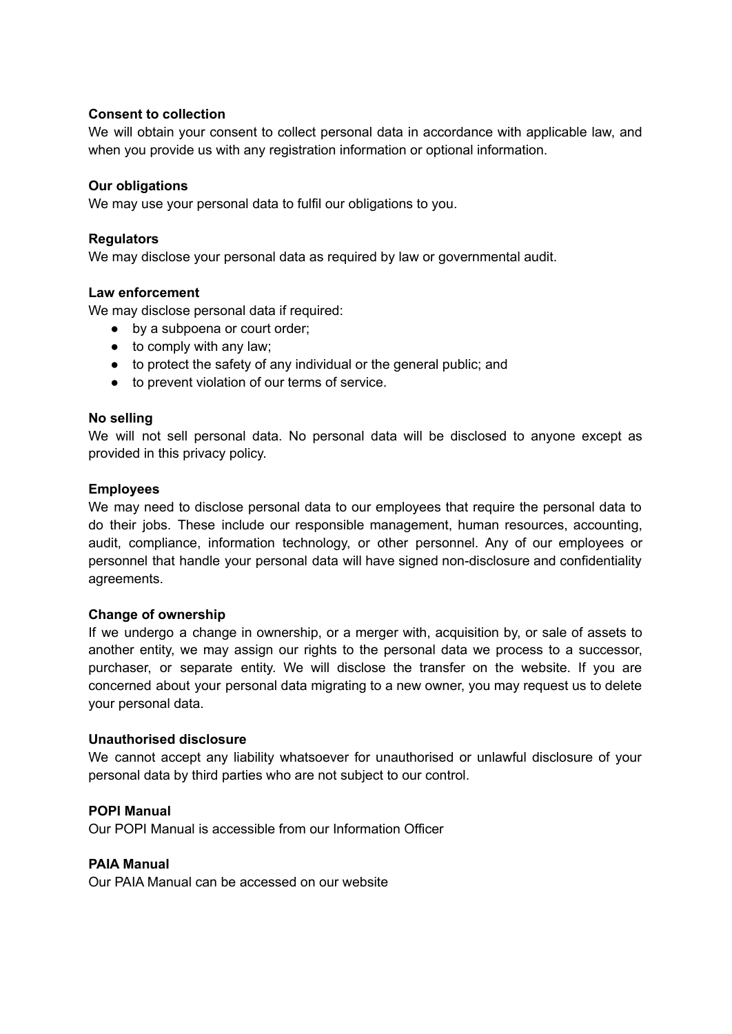**Consent to collection**

We will obtain your consent to collect personal data in accordance with applicable law, and when you provide us with any registration information or optional information.

**Our obligations**

We may use your personal data to fulfil our obligations to you.

**Regulators**

We may disclose your personal data as required by law or governmental audit.

**Law enforcement**

We may disclose personal data if required:

- by a subpoena or court order;
- to comply with any law;
- to protect the safety of any individual or the general public; and
- to prevent violation of our terms of service.

**No selling**

We will not sell personal data. No personal data will be disclosed to anyone except as provided in this privacy policy.

**Employees**

We may need to disclose personal data to our employees that require the personal data to do their jobs. These include our responsible management, human resources, accounting, audit, compliance, information technology, or other personnel. Any of our employees or personnel that handle your personal data will have signed non-disclosure and confidentiality agreements.

**Change of ownership**

If we undergo a change in ownership, or a merger with, acquisition by, or sale of assets to another entity, we may assign our rights to the personal data we process to a successor, purchaser, or separate entity. We will disclose the transfer on the website. If you are concerned about your personal data migrating to a new owner, you may request us to delete your personal data.

**Unauthorised disclosure**

We cannot accept any liability whatsoever for unauthorised or unlawful disclosure of your personal data by third parties who are not subject to our control.

**POPI Manual**

Our POPI Manual is accessible from our Information Officer

**PAIA Manual**

Our PAIA Manual can be accessed on our website